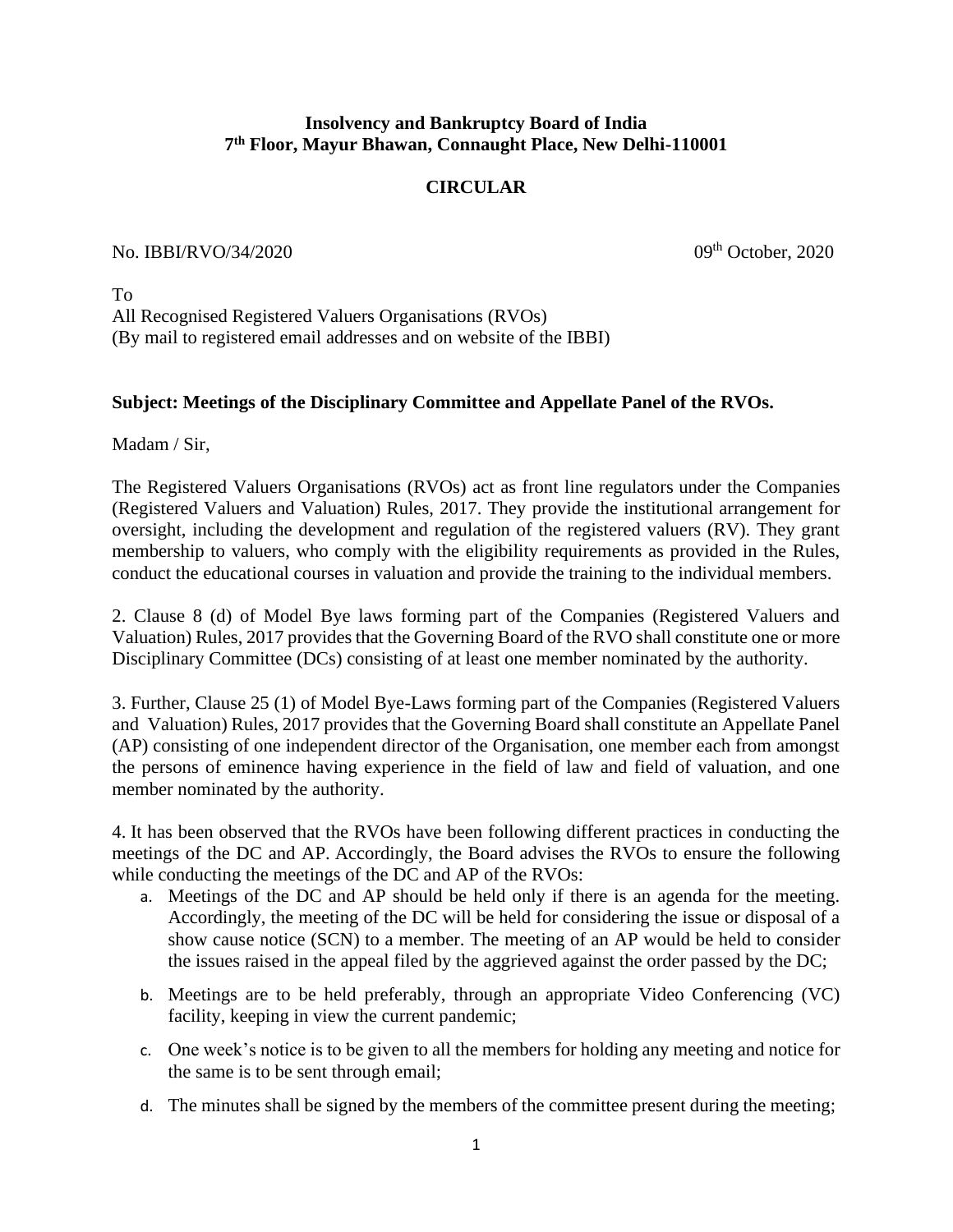**Insolvency and Bankruptcy Board of India**
**7th Floor, Mayur Bhawan, Connaught Place, New Delhi-110001**

**CIRCULAR**

No. IBBI/RVO/34/2020 09th October, 2020

To
All Recognised Registered Valuers Organisations (RVOs)
(By mail to registered email addresses and on website of the IBBI)

**Subject: Meetings of the Disciplinary Committee and Appellate Panel of the RVOs.**

Madam / Sir,

The Registered Valuers Organisations (RVOs) act as front line regulators under the Companies (Registered Valuers and Valuation) Rules, 2017. They provide the institutional arrangement for oversight, including the development and regulation of the registered valuers (RV). They grant membership to valuers, who comply with the eligibility requirements as provided in the Rules, conduct the educational courses in valuation and provide the training to the individual members.

2. Clause 8 (d) of Model Bye laws forming part of the Companies (Registered Valuers and Valuation) Rules, 2017 provides that the Governing Board of the RVO shall constitute one or more Disciplinary Committee (DCs) consisting of at least one member nominated by the authority.

3. Further, Clause 25 (1) of Model Bye-Laws forming part of the Companies (Registered Valuers and Valuation) Rules, 2017 provides that the Governing Board shall constitute an Appellate Panel (AP) consisting of one independent director of the Organisation, one member each from amongst the persons of eminence having experience in the field of law and field of valuation, and one member nominated by the authority.

4. It has been observed that the RVOs have been following different practices in conducting the meetings of the DC and AP. Accordingly, the Board advises the RVOs to ensure the following while conducting the meetings of the DC and AP of the RVOs:

a. Meetings of the DC and AP should be held only if there is an agenda for the meeting. Accordingly, the meeting of the DC will be held for considering the issue or disposal of a show cause notice (SCN) to a member. The meeting of an AP would be held to consider the issues raised in the appeal filed by the aggrieved against the order passed by the DC;

b. Meetings are to be held preferably, through an appropriate Video Conferencing (VC) facility, keeping in view the current pandemic;

c. One week's notice is to be given to all the members for holding any meeting and notice for the same is to be sent through email;

d. The minutes shall be signed by the members of the committee present during the meeting;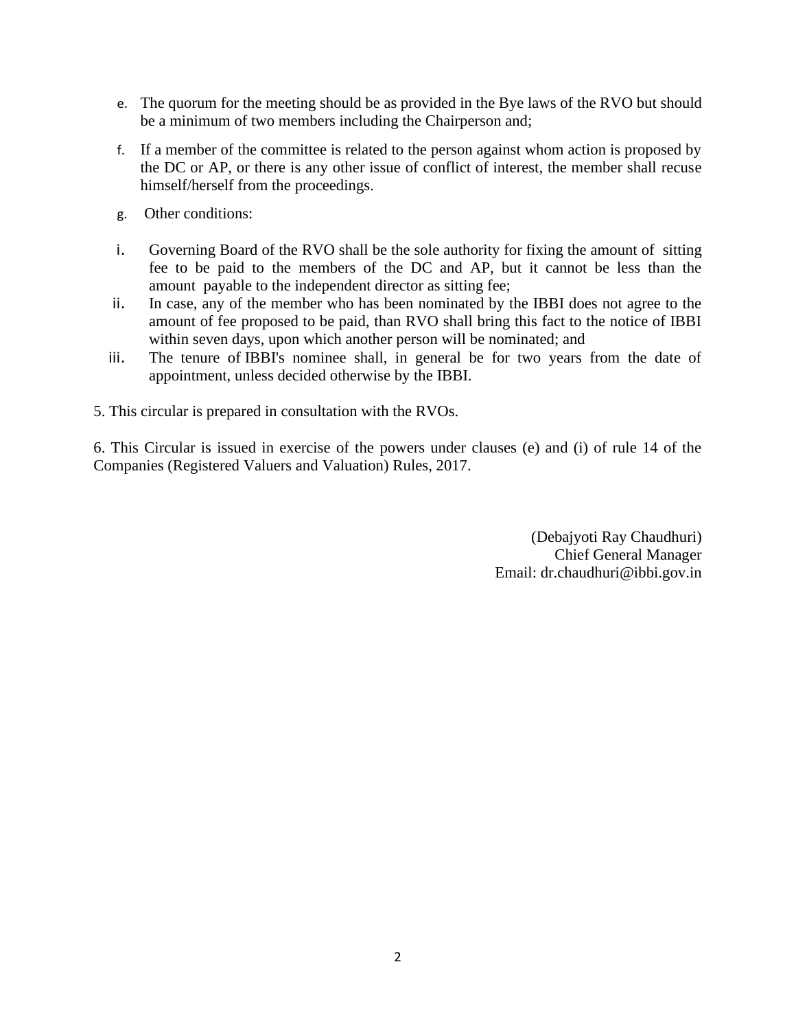e. The quorum for the meeting should be as provided in the Bye laws of the RVO but should be a minimum of two members including the Chairperson and;

f. If a member of the committee is related to the person against whom action is proposed by the DC or AP, or there is any other issue of conflict of interest, the member shall recuse himself/herself from the proceedings.

g. Other conditions:

i. Governing Board of the RVO shall be the sole authority for fixing the amount of sitting fee to be paid to the members of the DC and AP, but it cannot be less than the amount payable to the independent director as sitting fee;

ii. In case, any of the member who has been nominated by the IBBI does not agree to the amount of fee proposed to be paid, than RVO shall bring this fact to the notice of IBBI within seven days, upon which another person will be nominated; and

iii. The tenure of IBBI's nominee shall, in general be for two years from the date of appointment, unless decided otherwise by the IBBI.

5. This circular is prepared in consultation with the RVOs.

6. This Circular is issued in exercise of the powers under clauses (e) and (i) of rule 14 of the Companies (Registered Valuers and Valuation) Rules, 2017.

(Debajyoti Ray Chaudhuri)
Chief General Manager
Email: dr.chaudhuri@ibbi.gov.in